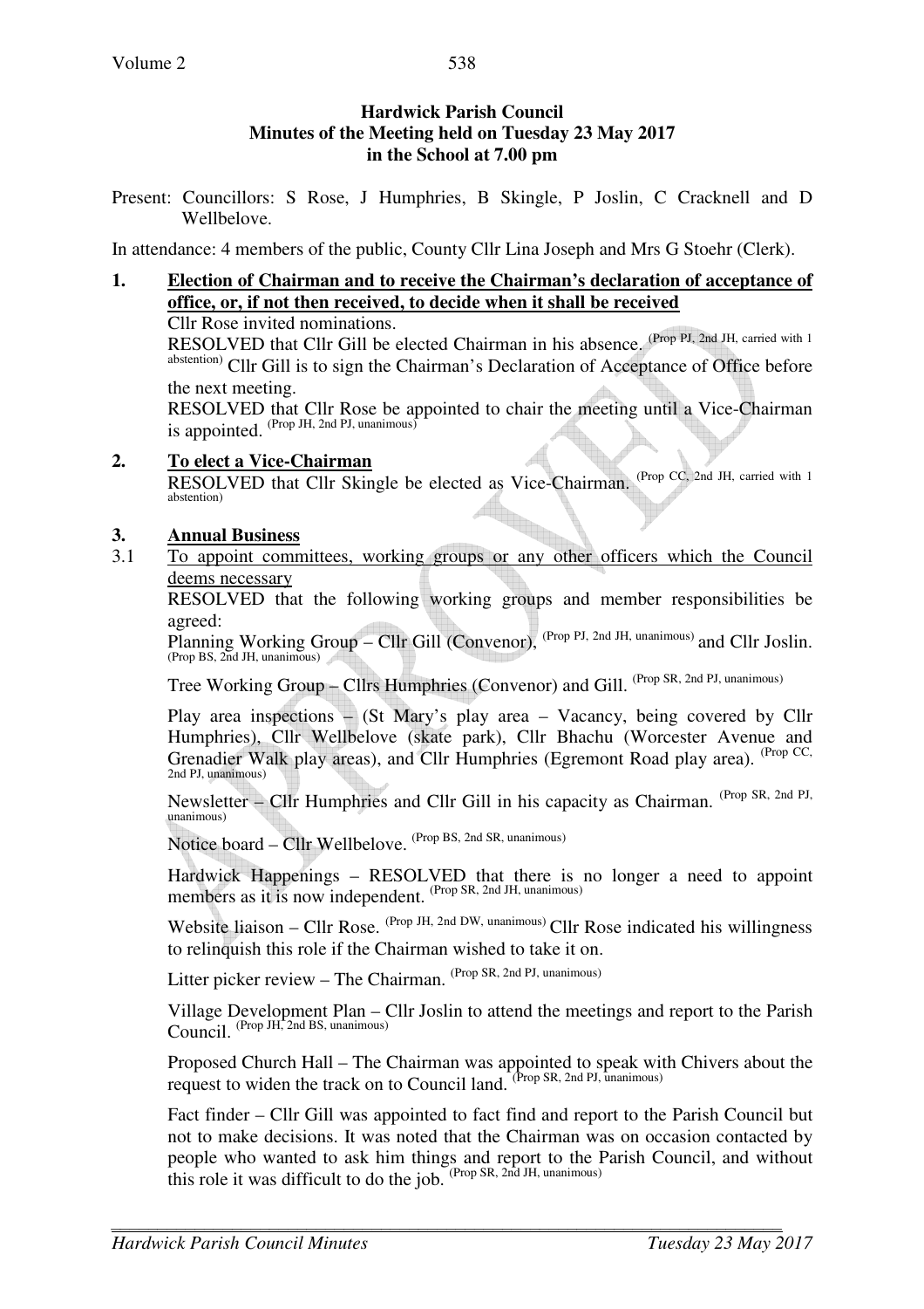**Hardwick Parish Council**
**Minutes of the Meeting held on Tuesday 23 May 2017**
**in the School at 7.00 pm**

Present: Councillors: S Rose, J Humphries, B Skingle, P Joslin, C Cracknell and D Wellbelove.

In attendance: 4 members of the public, County Cllr Lina Joseph and Mrs G Stoehr (Clerk).

**1. Election of Chairman and to receive the Chairman's declaration of acceptance of office, or, if not then received, to decide when it shall be received**

Cllr Rose invited nominations.

RESOLVED that Cllr Gill be elected Chairman in his absence. (Prop PJ, 2nd JH, carried with 1 abstention) Cllr Gill is to sign the Chairman's Declaration of Acceptance of Office before the next meeting.

RESOLVED that Cllr Rose be appointed to chair the meeting until a Vice-Chairman is appointed. (Prop JH, 2nd PJ, unanimous)

**2. To elect a Vice-Chairman**

RESOLVED that Cllr Skingle be elected as Vice-Chairman. (Prop CC, 2nd JH, carried with 1 abstention)

**3. Annual Business**

3.1 To appoint committees, working groups or any other officers which the Council deems necessary

RESOLVED that the following working groups and member responsibilities be agreed:

Planning Working Group – Cllr Gill (Convenor), (Prop PJ, 2nd JH, unanimous) and Cllr Joslin. (Prop BS, 2nd JH, unanimous)

Tree Working Group – Cllrs Humphries (Convenor) and Gill. (Prop SR, 2nd PJ, unanimous)

Play area inspections – (St Mary's play area – Vacancy, being covered by Cllr Humphries), Cllr Wellbelove (skate park), Cllr Bhachu (Worcester Avenue and Grenadier Walk play areas), and Cllr Humphries (Egremont Road play area). (Prop CC, 2nd PJ, unanimous)

Newsletter – Cllr Humphries and Cllr Gill in his capacity as Chairman. (Prop SR, 2nd PJ, unanimous)

Notice board – Cllr Wellbelove. (Prop BS, 2nd SR, unanimous)

Hardwick Happenings – RESOLVED that there is no longer a need to appoint members as it is now independent. (Prop SR, 2nd JH, unanimous)

Website liaison – Cllr Rose. (Prop JH, 2nd DW, unanimous) Cllr Rose indicated his willingness to relinquish this role if the Chairman wished to take it on.

Litter picker review – The Chairman. (Prop SR, 2nd PJ, unanimous)

Village Development Plan – Cllr Joslin to attend the meetings and report to the Parish Council. (Prop JH, 2nd BS, unanimous)

Proposed Church Hall – The Chairman was appointed to speak with Chivers about the request to widen the track on to Council land. (Prop SR, 2nd PJ, unanimous)

Fact finder – Cllr Gill was appointed to fact find and report to the Parish Council but not to make decisions. It was noted that the Chairman was on occasion contacted by people who wanted to ask him things and report to the Parish Council, and without this role it was difficult to do the job. (Prop SR, 2nd JH, unanimous)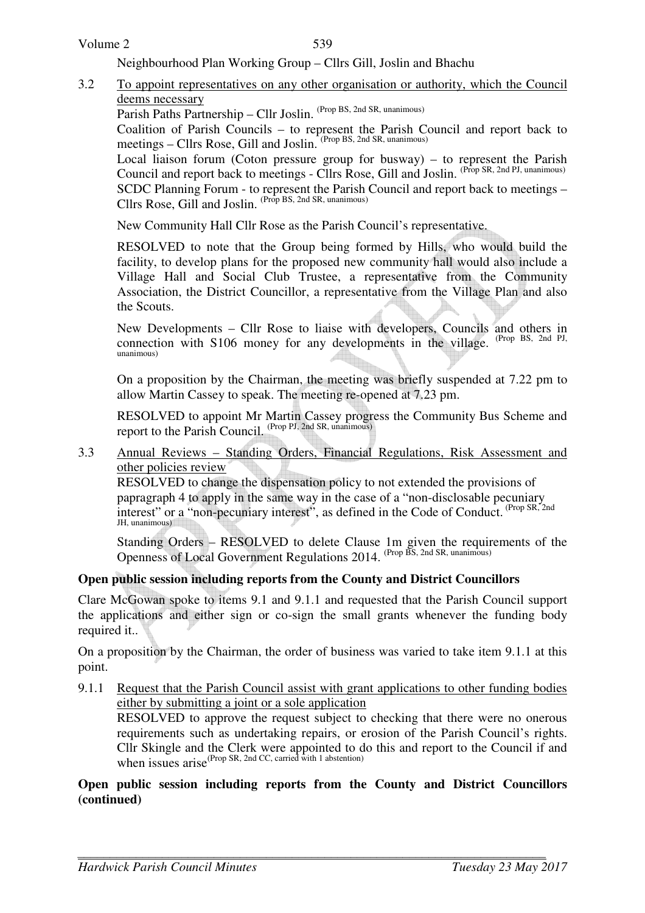Neighbourhood Plan Working Group – Cllrs Gill, Joslin and Bhachu

3.2 To appoint representatives on any other organisation or authority, which the Council deems necessary

Parish Paths Partnership – Cllr Joslin. (Prop BS, 2nd SR, unanimous)

Coalition of Parish Councils – to represent the Parish Council and report back to meetings – Cllrs Rose, Gill and Joslin. (Prop BS, 2nd SR, unanimous)

Local liaison forum (Coton pressure group for busway) – to represent the Parish Council and report back to meetings - Cllrs Rose, Gill and Joslin. (Prop SR, 2nd PJ, unanimous)

SCDC Planning Forum - to represent the Parish Council and report back to meetings – Cllrs Rose, Gill and Joslin. (Prop BS, 2nd SR, unanimous)

New Community Hall Cllr Rose as the Parish Council's representative.

RESOLVED to note that the Group being formed by Hills, who would build the facility, to develop plans for the proposed new community hall would also include a Village Hall and Social Club Trustee, a representative from the Community Association, the District Councillor, a representative from the Village Plan and also the Scouts.

New Developments – Cllr Rose to liaise with developers, Councils and others in connection with S106 money for any developments in the village. (Prop BS, 2nd PJ, unanimous)

On a proposition by the Chairman, the meeting was briefly suspended at 7.22 pm to allow Martin Cassey to speak. The meeting re-opened at 7.23 pm.

RESOLVED to appoint Mr Martin Cassey progress the Community Bus Scheme and report to the Parish Council. (Prop PJ, 2nd SR, unanimous)

3.3 Annual Reviews – Standing Orders, Financial Regulations, Risk Assessment and other policies review

RESOLVED to change the dispensation policy to not extended the provisions of papragraph 4 to apply in the same way in the case of a "non-disclosable pecuniary interest" or a "non-pecuniary interest", as defined in the Code of Conduct. (Prop SR, 2nd JH, unanimous)

Standing Orders – RESOLVED to delete Clause 1m given the requirements of the Openness of Local Government Regulations 2014. (Prop BS, 2nd SR, unanimous)

**Open public session including reports from the County and District Councillors**

Clare McGowan spoke to items 9.1 and 9.1.1 and requested that the Parish Council support the applications and either sign or co-sign the small grants whenever the funding body required it..

On a proposition by the Chairman, the order of business was varied to take item 9.1.1 at this point.

9.1.1 Request that the Parish Council assist with grant applications to other funding bodies either by submitting a joint or a sole application

RESOLVED to approve the request subject to checking that there were no onerous requirements such as undertaking repairs, or erosion of the Parish Council's rights. Cllr Skingle and the Clerk were appointed to do this and report to the Council if and when issues arise (Prop SR, 2nd CC, carried with 1 abstention)

**Open public session including reports from the County and District Councillors (continued)**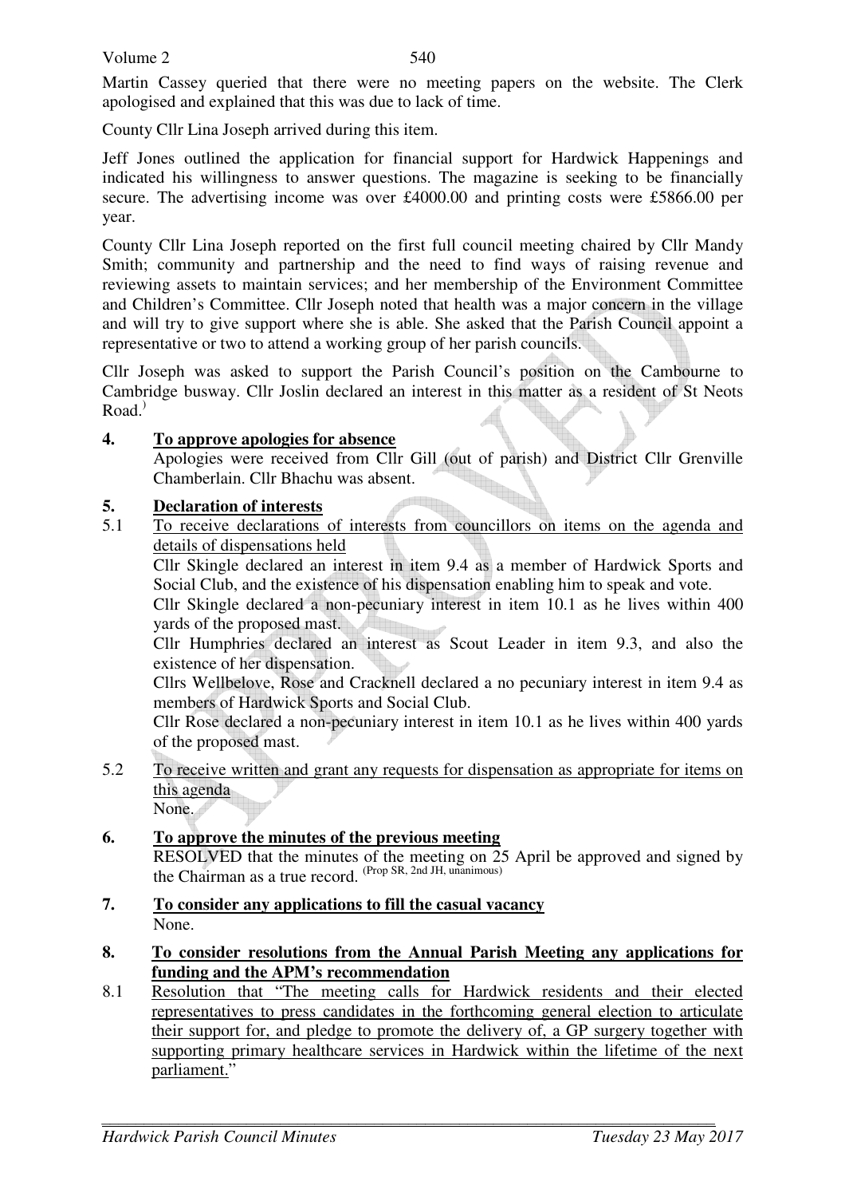Martin Cassey queried that there were no meeting papers on the website. The Clerk apologised and explained that this was due to lack of time.

County Cllr Lina Joseph arrived during this item.

Jeff Jones outlined the application for financial support for Hardwick Happenings and indicated his willingness to answer questions. The magazine is seeking to be financially secure. The advertising income was over £4000.00 and printing costs were £5866.00 per year.

County Cllr Lina Joseph reported on the first full council meeting chaired by Cllr Mandy Smith; community and partnership and the need to find ways of raising revenue and reviewing assets to maintain services; and her membership of the Environment Committee and Children's Committee. Cllr Joseph noted that health was a major concern in the village and will try to give support where she is able. She asked that the Parish Council appoint a representative or two to attend a working group of her parish councils.

Cllr Joseph was asked to support the Parish Council's position on the Cambourne to Cambridge busway. Cllr Joslin declared an interest in this matter as a resident of St Neots Road.)

**4. To approve apologies for absence**

Apologies were received from Cllr Gill (out of parish) and District Cllr Grenville Chamberlain. Cllr Bhachu was absent.

**5. Declaration of interests**

5.1 To receive declarations of interests from councillors on items on the agenda and details of dispensations held

Cllr Skingle declared an interest in item 9.4 as a member of Hardwick Sports and Social Club, and the existence of his dispensation enabling him to speak and vote.

Cllr Skingle declared a non-pecuniary interest in item 10.1 as he lives within 400 yards of the proposed mast.

Cllr Humphries declared an interest as Scout Leader in item 9.3, and also the existence of her dispensation.

Cllrs Wellbelove, Rose and Cracknell declared a no pecuniary interest in item 9.4 as members of Hardwick Sports and Social Club.

Cllr Rose declared a non-pecuniary interest in item 10.1 as he lives within 400 yards of the proposed mast.

5.2 To receive written and grant any requests for dispensation as appropriate for items on this agenda

None.

**6. To approve the minutes of the previous meeting**

RESOLVED that the minutes of the meeting on 25 April be approved and signed by the Chairman as a true record. (Prop SR, 2nd JH, unanimous)

**7. To consider any applications to fill the casual vacancy**

None.

**8. To consider resolutions from the Annual Parish Meeting any applications for funding and the APM's recommendation**

8.1 Resolution that "The meeting calls for Hardwick residents and their elected representatives to press candidates in the forthcoming general election to articulate their support for, and pledge to promote the delivery of, a GP surgery together with supporting primary healthcare services in Hardwick within the lifetime of the next parliament."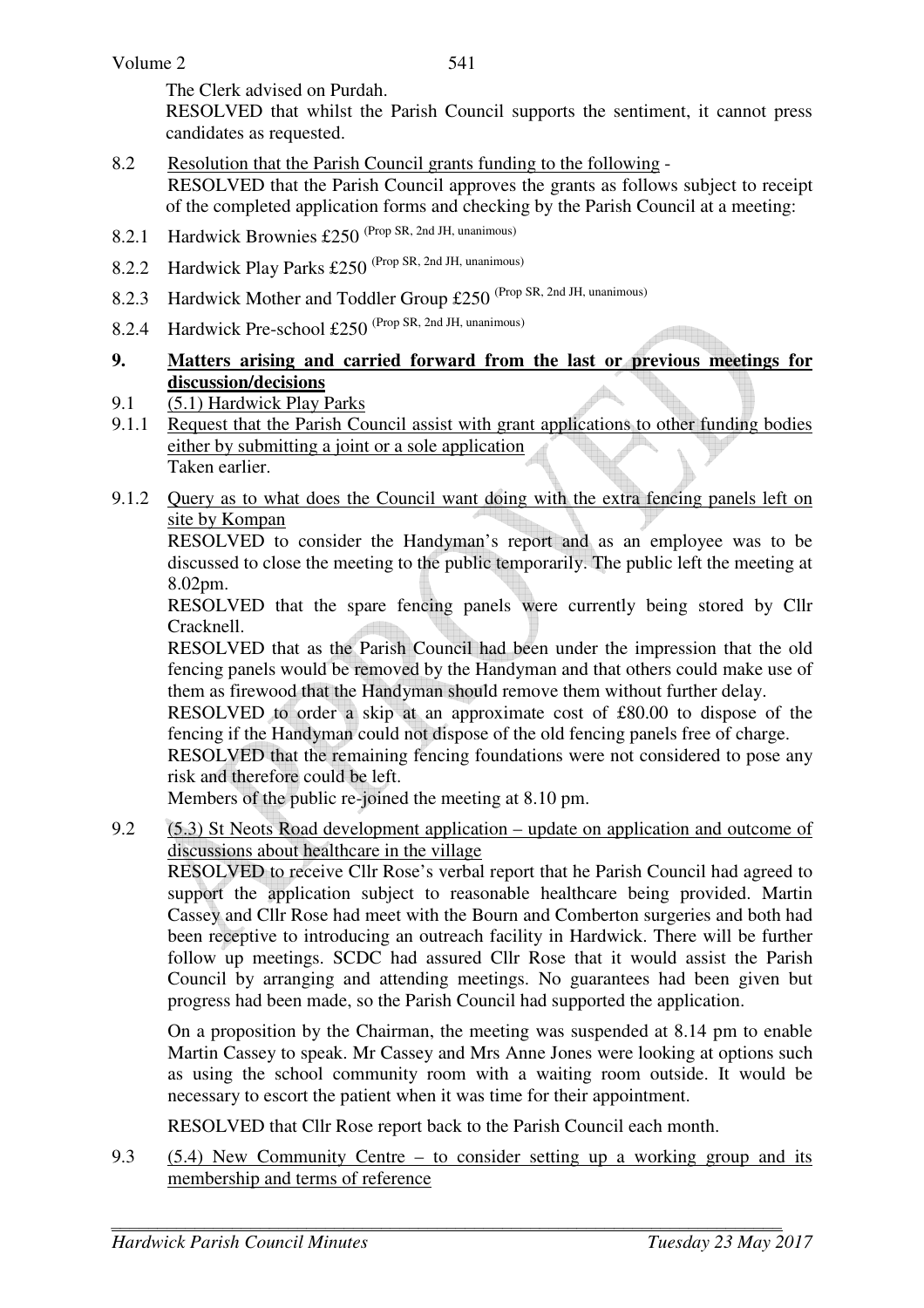The Clerk advised on Purdah.
RESOLVED that whilst the Parish Council supports the sentiment, it cannot press candidates as requested.

8.2 Resolution that the Parish Council grants funding to the following -
RESOLVED that the Parish Council approves the grants as follows subject to receipt of the completed application forms and checking by the Parish Council at a meeting:

8.2.1 Hardwick Brownies £250 (Prop SR, 2nd JH, unanimous)

8.2.2 Hardwick Play Parks £250 (Prop SR, 2nd JH, unanimous)

8.2.3 Hardwick Mother and Toddler Group £250 (Prop SR, 2nd JH, unanimous)

8.2.4 Hardwick Pre-school £250 (Prop SR, 2nd JH, unanimous)

**9. Matters arising and carried forward from the last or previous meetings for discussion/decisions**

9.1 (5.1) Hardwick Play Parks

9.1.1 Request that the Parish Council assist with grant applications to other funding bodies either by submitting a joint or a sole application
Taken earlier.

9.1.2 Query as to what does the Council want doing with the extra fencing panels left on site by Kompan
RESOLVED to consider the Handyman's report and as an employee was to be discussed to close the meeting to the public temporarily. The public left the meeting at 8.02pm.
RESOLVED that the spare fencing panels were currently being stored by Cllr Cracknell.
RESOLVED that as the Parish Council had been under the impression that the old fencing panels would be removed by the Handyman and that others could make use of them as firewood that the Handyman should remove them without further delay.
RESOLVED to order a skip at an approximate cost of £80.00 to dispose of the fencing if the Handyman could not dispose of the old fencing panels free of charge.
RESOLVED that the remaining fencing foundations were not considered to pose any risk and therefore could be left.
Members of the public re-joined the meeting at 8.10 pm.

9.2 (5.3) St Neots Road development application – update on application and outcome of discussions about healthcare in the village
RESOLVED to receive Cllr Rose's verbal report that he Parish Council had agreed to support the application subject to reasonable healthcare being provided. Martin Cassey and Cllr Rose had meet with the Bourn and Comberton surgeries and both had been receptive to introducing an outreach facility in Hardwick. There will be further follow up meetings. SCDC had assured Cllr Rose that it would assist the Parish Council by arranging and attending meetings. No guarantees had been given but progress had been made, so the Parish Council had supported the application.

On a proposition by the Chairman, the meeting was suspended at 8.14 pm to enable Martin Cassey to speak. Mr Cassey and Mrs Anne Jones were looking at options such as using the school community room with a waiting room outside. It would be necessary to escort the patient when it was time for their appointment.

RESOLVED that Cllr Rose report back to the Parish Council each month.

9.3 (5.4) New Community Centre – to consider setting up a working group and its membership and terms of reference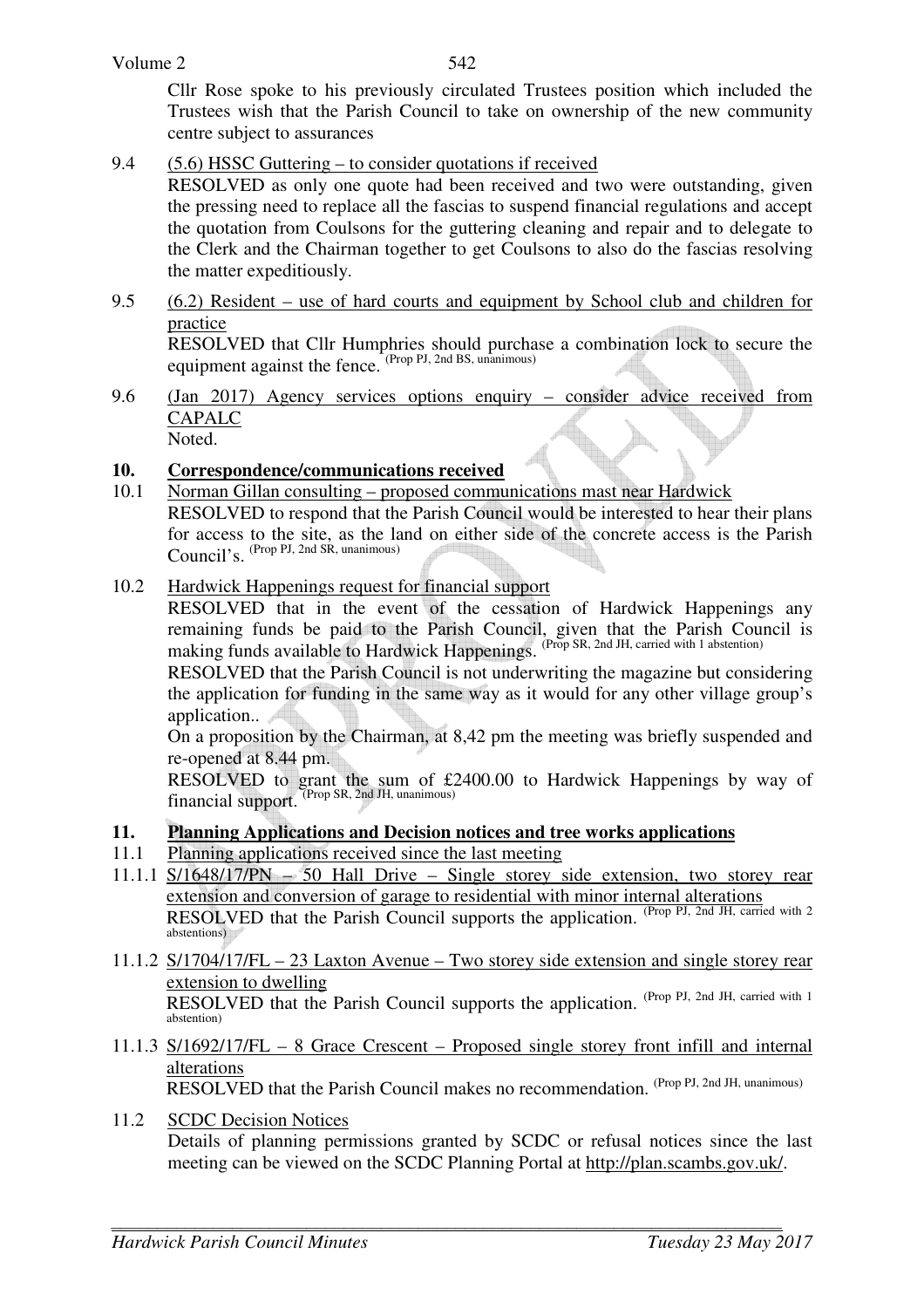Cllr Rose spoke to his previously circulated Trustees position which included the Trustees wish that the Parish Council to take on ownership of the new community centre subject to assurances

9.4 <u>(5.6) HSSC Guttering – to consider quotations if received</u>
RESOLVED as only one quote had been received and two were outstanding, given the pressing need to replace all the fascias to suspend financial regulations and accept the quotation from Coulsons for the guttering cleaning and repair and to delegate to the Clerk and the Chairman together to get Coulsons to also do the fascias resolving the matter expeditiously.

9.5 <u>(6.2) Resident – use of hard courts and equipment by School club and children for practice</u>
RESOLVED that Cllr Humphries should purchase a combination lock to secure the equipment against the fence. (Prop PJ, 2nd BS, unanimous)

9.6 <u>(Jan 2017) Agency services options enquiry – consider advice received from CAPALC</u>
Noted.

## 10. Correspondence/communications received

10.1 <u>Norman Gillan consulting – proposed communications mast near Hardwick</u>
RESOLVED to respond that the Parish Council would be interested to hear their plans for access to the site, as the land on either side of the concrete access is the Parish Council's. (Prop PJ, 2nd SR, unanimous)

10.2 <u>Hardwick Happenings request for financial support</u>
RESOLVED that in the event of the cessation of Hardwick Happenings any remaining funds be paid to the Parish Council, given that the Parish Council is making funds available to Hardwick Happenings. (Prop SR, 2nd JH, carried with 1 abstention)
RESOLVED that the Parish Council is not underwriting the magazine but considering the application for funding in the same way as it would for any other village group's application..
On a proposition by the Chairman, at 8,42 pm the meeting was briefly suspended and re-opened at 8.44 pm.
RESOLVED to grant the sum of £2400.00 to Hardwick Happenings by way of financial support. (Prop SR, 2nd JH, unanimous)

## 11. Planning Applications and Decision notices and tree works applications

11.1 <u>Planning applications received since the last meeting</u>

11.1.1 <u>S/1648/17/PN – 50 Hall Drive – Single storey side extension, two storey rear extension and conversion of garage to residential with minor internal alterations</u>
RESOLVED that the Parish Council supports the application. (Prop PJ, 2nd JH, carried with 2 abstentions)

11.1.2 <u>S/1704/17/FL – 23 Laxton Avenue – Two storey side extension and single storey rear extension to dwelling</u>
RESOLVED that the Parish Council supports the application. (Prop PJ, 2nd JH, carried with 1 abstention)

11.1.3 <u>S/1692/17/FL – 8 Grace Crescent – Proposed single storey front infill and internal alterations</u>
RESOLVED that the Parish Council makes no recommendation. (Prop PJ, 2nd JH, unanimous)

11.2 <u>SCDC Decision Notices</u>
Details of planning permissions granted by SCDC or refusal notices since the last meeting can be viewed on the SCDC Planning Portal at http://plan.scambs.gov.uk/.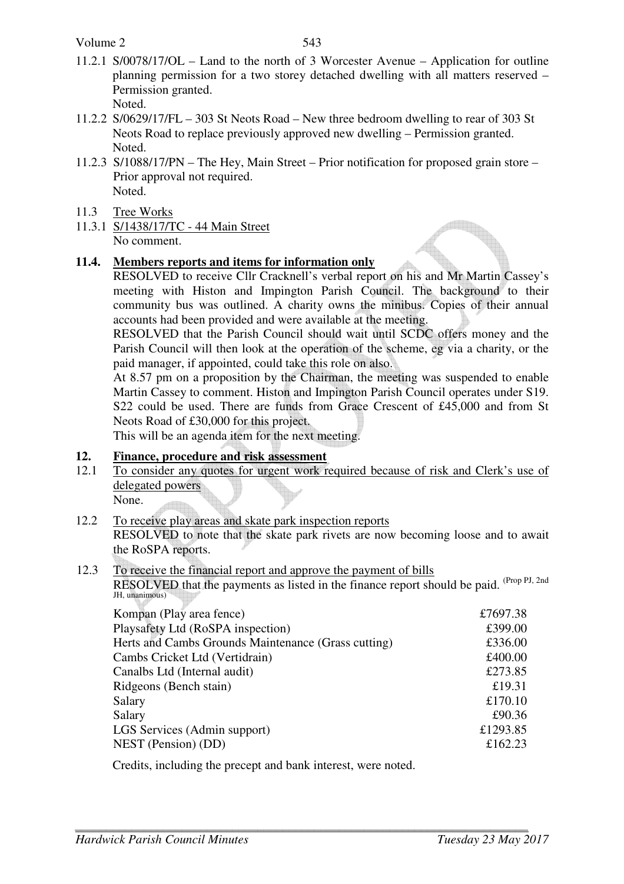11.2.1 S/0078/17/OL – Land to the north of 3 Worcester Avenue – Application for outline planning permission for a two storey detached dwelling with all matters reserved – Permission granted.
Noted.

11.2.2 S/0629/17/FL – 303 St Neots Road – New three bedroom dwelling to rear of 303 St Neots Road to replace previously approved new dwelling – Permission granted.
Noted.

11.2.3 S/1088/17/PN – The Hey, Main Street – Prior notification for proposed grain store – Prior approval not required.
Noted.

11.3 Tree Works

11.3.1 S/1438/17/TC - 44 Main Street
No comment.

## 11.4. Members reports and items for information only

RESOLVED to receive Cllr Cracknell's verbal report on his and Mr Martin Cassey's meeting with Histon and Impington Parish Council. The background to their community bus was outlined. A charity owns the minibus. Copies of their annual accounts had been provided and were available at the meeting.

RESOLVED that the Parish Council should wait until SCDC offers money and the Parish Council will then look at the operation of the scheme, eg via a charity, or the paid manager, if appointed, could take this role on also.

At 8.57 pm on a proposition by the Chairman, the meeting was suspended to enable Martin Cassey to comment. Histon and Impington Parish Council operates under S19. S22 could be used. There are funds from Grace Crescent of £45,000 and from St Neots Road of £30,000 for this project.

This will be an agenda item for the next meeting.

## 12. Finance, procedure and risk assessment

12.1 To consider any quotes for urgent work required because of risk and Clerk's use of delegated powers
None.

12.2 To receive play areas and skate park inspection reports
RESOLVED to note that the skate park rivets are now becoming loose and to await the RoSPA reports.

12.3 To receive the financial report and approve the payment of bills
RESOLVED that the payments as listed in the finance report should be paid. (Prop PJ, 2nd JH, unanimous)

| | |
|---|---|
| Kompan (Play area fence) | £7697.38 |
| Playsafety Ltd (RoSPA inspection) | £399.00 |
| Herts and Cambs Grounds Maintenance (Grass cutting) | £336.00 |
| Cambs Cricket Ltd (Vertidrain) | £400.00 |
| Canalbs Ltd (Internal audit) | £273.85 |
| Ridgeons (Bench stain) | £19.31 |
| Salary | £170.10 |
| Salary | £90.36 |
| LGS Services (Admin support) | £1293.85 |
| NEST (Pension) (DD) | £162.23 |

Credits, including the precept and bank interest, were noted.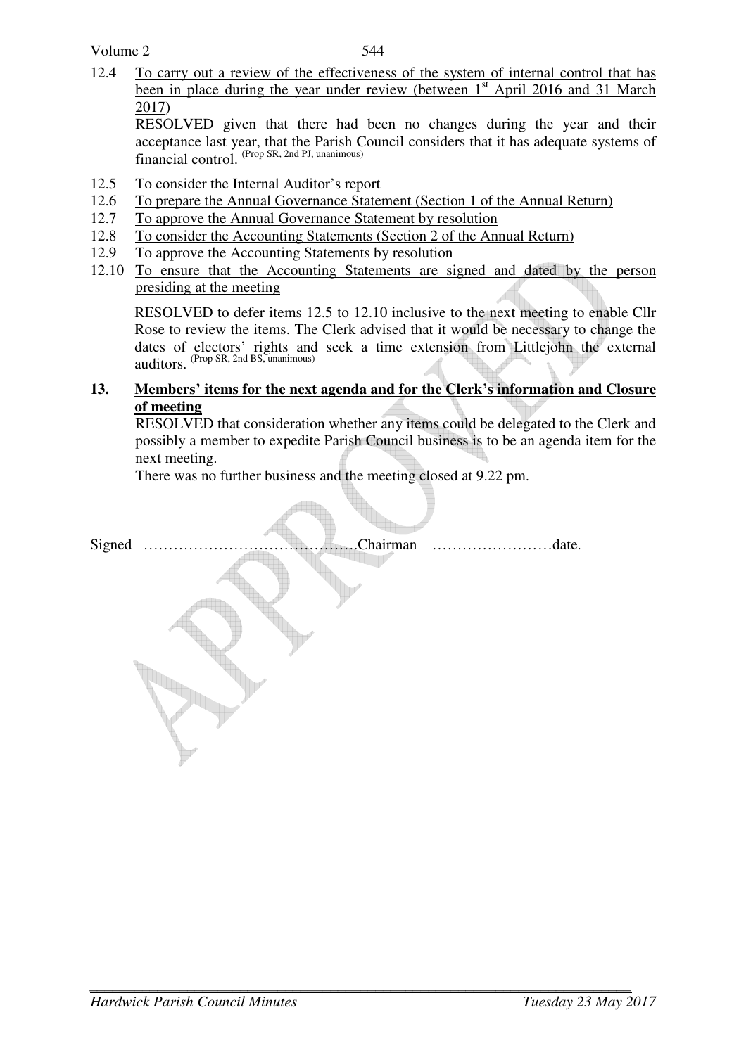12.4 To carry out a review of the effectiveness of the system of internal control that has been in place during the year under review (between 1st April 2016 and 31 March 2017)

RESOLVED given that there had been no changes during the year and their acceptance last year, that the Parish Council considers that it has adequate systems of financial control. (Prop SR, 2nd PJ, unanimous)

12.5 To consider the Internal Auditor's report

12.6 To prepare the Annual Governance Statement (Section 1 of the Annual Return)

12.7 To approve the Annual Governance Statement by resolution

12.8 To consider the Accounting Statements (Section 2 of the Annual Return)

12.9 To approve the Accounting Statements by resolution

12.10 To ensure that the Accounting Statements are signed and dated by the person presiding at the meeting

RESOLVED to defer items 12.5 to 12.10 inclusive to the next meeting to enable Cllr Rose to review the items. The Clerk advised that it would be necessary to change the dates of electors' rights and seek a time extension from Littlejohn the external auditors. (Prop SR, 2nd BS, unanimous)

**13. Members' items for the next agenda and for the Clerk's information and Closure of meeting**

RESOLVED that consideration whether any items could be delegated to the Clerk and possibly a member to expedite Parish Council business is to be an agenda item for the next meeting.

There was no further business and the meeting closed at 9.22 pm.

Signed ……………………………………Chairman ……………………date.